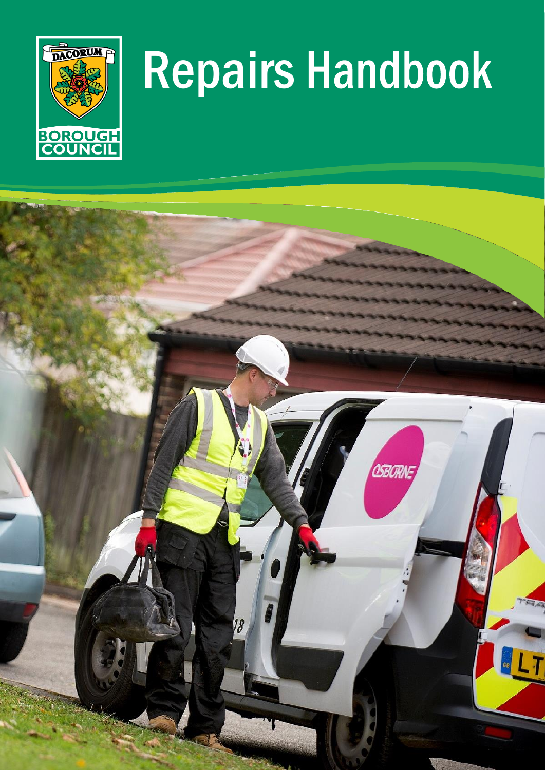# Repairs Handbook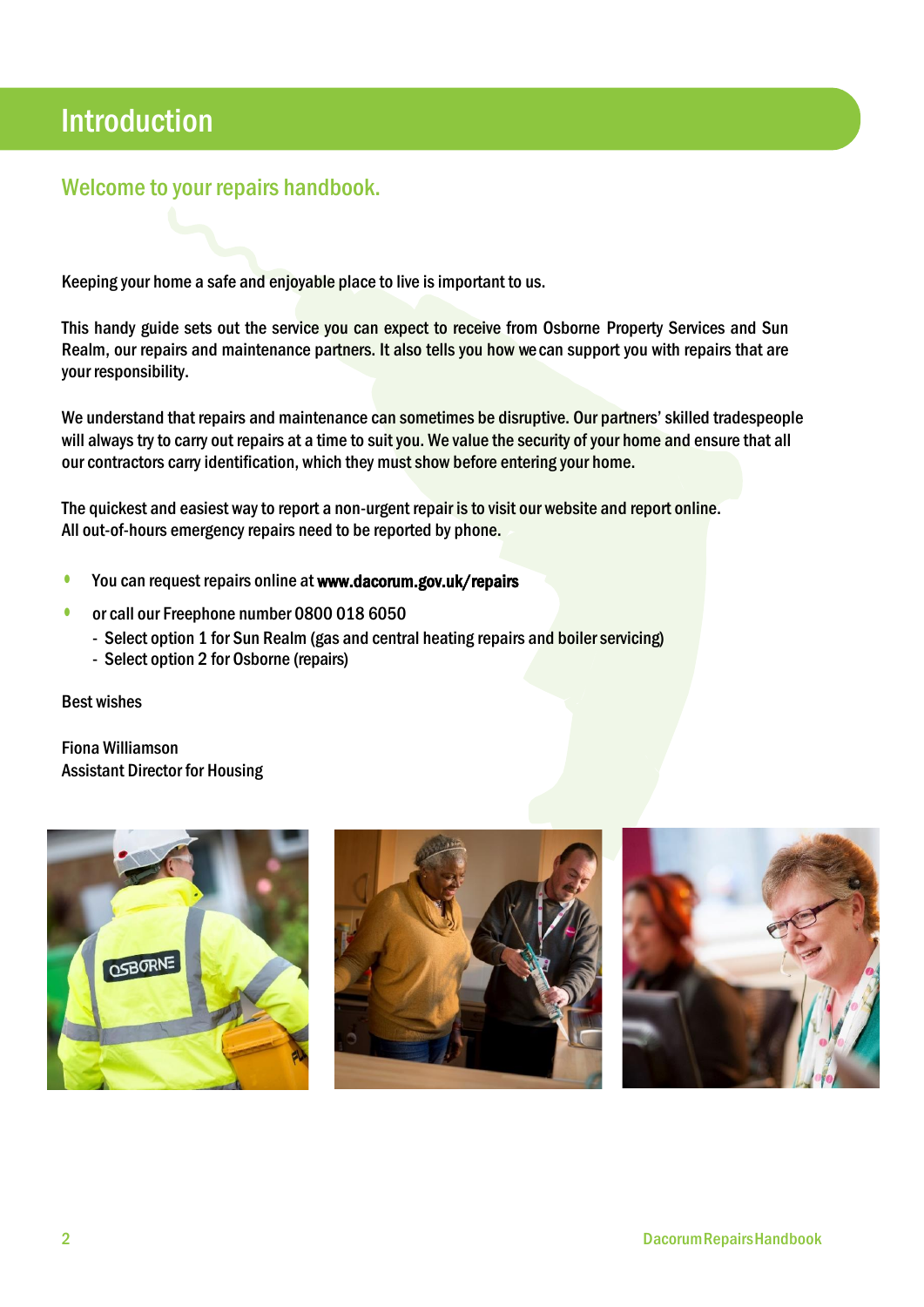# Introduction

## Welcome to your repairs handbook.

Keeping your home a safe and enjoyable place to live is important to us.

This handy guide sets out the service you can expect to receive from Osborne Property Services and Sun Realm, our repairs and maintenance partners. It also tells you how we can support you with repairs that are your responsibility.

We understand that repairs and maintenance can sometimes be disruptive. Our partners' skilled tradespeople will always try to carry out repairs at a time to suit you. We value the security of your home and ensure that all our contractors carry identification, which they must show before entering your home.

The quickest and easiest way to report a non-urgent repair is to visit our website and report online. All out-of-hours emergency repairs need to be reported by phone.

- You can request repairs online at **www.dacorum.gov.uk/repairs**
- or call our Freephone number 0800 018 6050
  - Select option 1 for Sun Realm (gas and central heating repairs and boiler servicing)
  - Select option 2 for Osborne (repairs)

Best wishes

Fiona Williamson
Assistant Director for Housing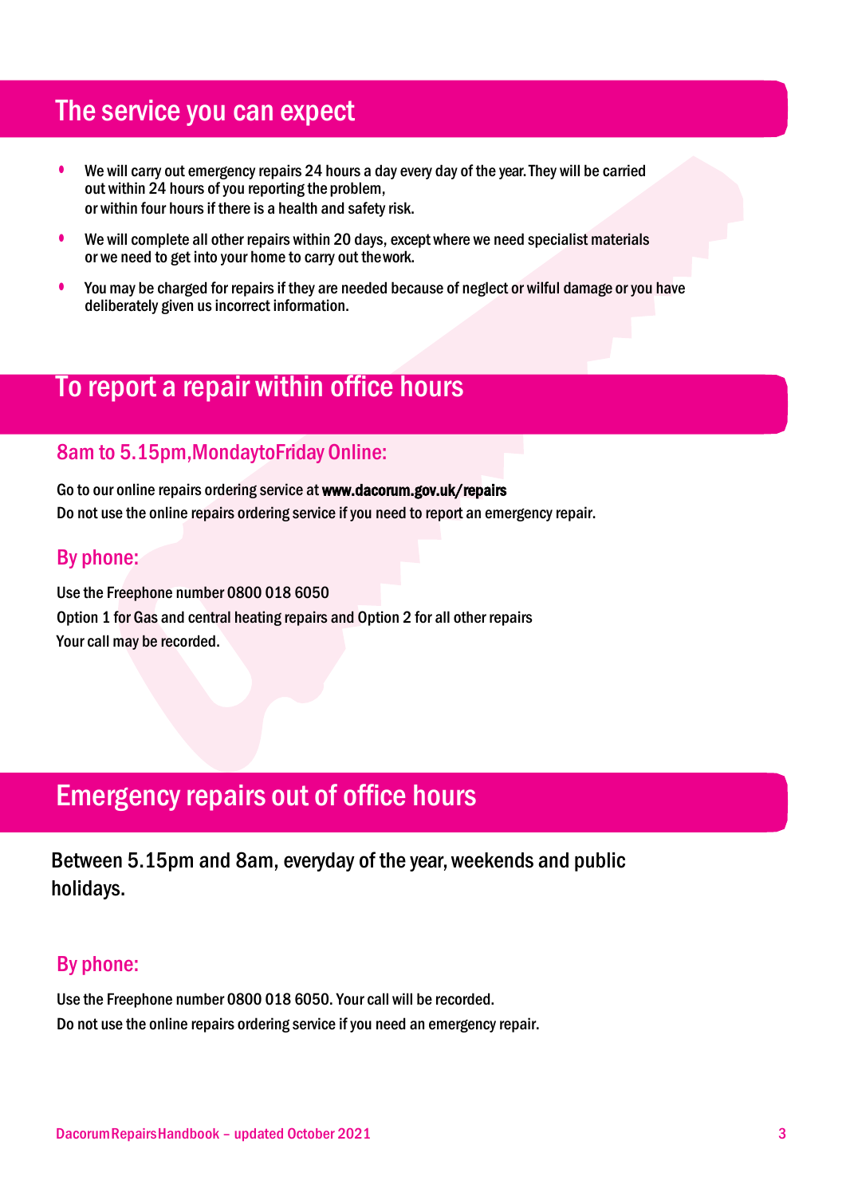## The service you can expect

- We will carry out emergency repairs 24 hours a day every day of the year. They will be carried out within 24 hours of you reporting the problem, or within four hours if there is a health and safety risk.
- We will complete all other repairs within 20 days, except where we need specialist materials or we need to get into your home to carry out the work.
- You may be charged for repairs if they are needed because of neglect or wilful damage or you have deliberately given us incorrect information.

## To report a repair within office hours

### 8am to 5.15pm, Monday to Friday Online:

Go to our online repairs ordering service at **www.dacorum.gov.uk/repairs**
Do not use the online repairs ordering service if you need to report an emergency repair.

### By phone:

Use the Freephone number 0800 018 6050
Option 1 for Gas and central heating repairs and Option 2 for all other repairs
Your call may be recorded.

## Emergency repairs out of office hours

Between 5.15pm and 8am, everyday of the year, weekends and public holidays.

### By phone:

Use the Freephone number 0800 018 6050. Your call will be recorded.
Do not use the online repairs ordering service if you need an emergency repair.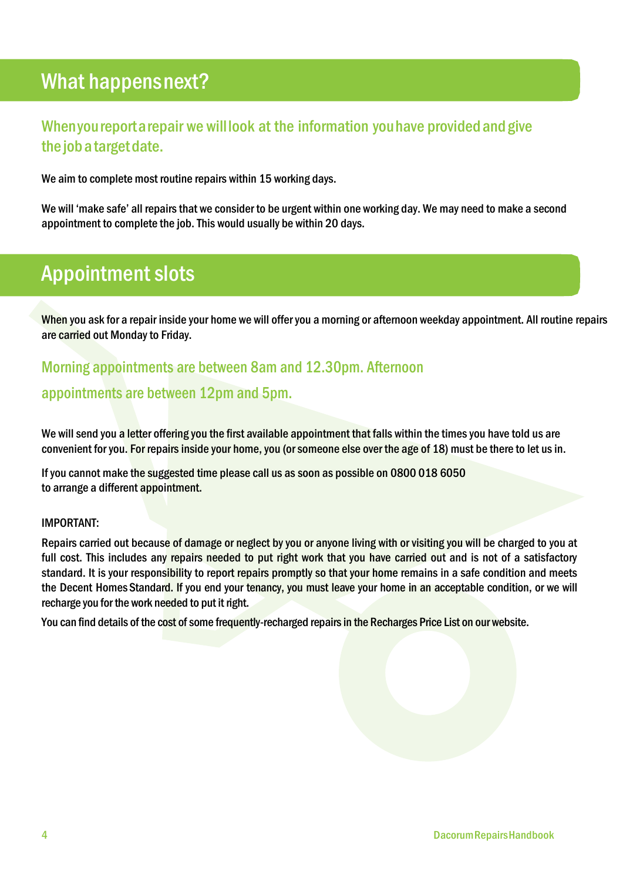## What happens next?

### When you report a repair we will look at the information you have provided and give the job a target date.

We aim to complete most routine repairs within 15 working days.

We will 'make safe' all repairs that we consider to be urgent within one working day. We may need to make a second appointment to complete the job. This would usually be within 20 days.

## Appointment slots

When you ask for a repair inside your home we will offer you a morning or afternoon weekday appointment. All routine repairs are carried out Monday to Friday.

### Morning appointments are between 8am and 12.30pm. Afternoon appointments are between 12pm and 5pm.

We will send you a letter offering you the first available appointment that falls within the times you have told us are convenient for you. For repairs inside your home, you (or someone else over the age of 18) must be there to let us in.

If you cannot make the suggested time please call us as soon as possible on 0800 018 6050 to arrange a different appointment.

IMPORTANT:

Repairs carried out because of damage or neglect by you or anyone living with or visiting you will be charged to you at full cost. This includes any repairs needed to put right work that you have carried out and is not of a satisfactory standard. It is your responsibility to report repairs promptly so that your home remains in a safe condition and meets the Decent Homes Standard. If you end your tenancy, you must leave your home in an acceptable condition, or we will recharge you for the work needed to put it right.

You can find details of the cost of some frequently-recharged repairs in the Recharges Price List on our website.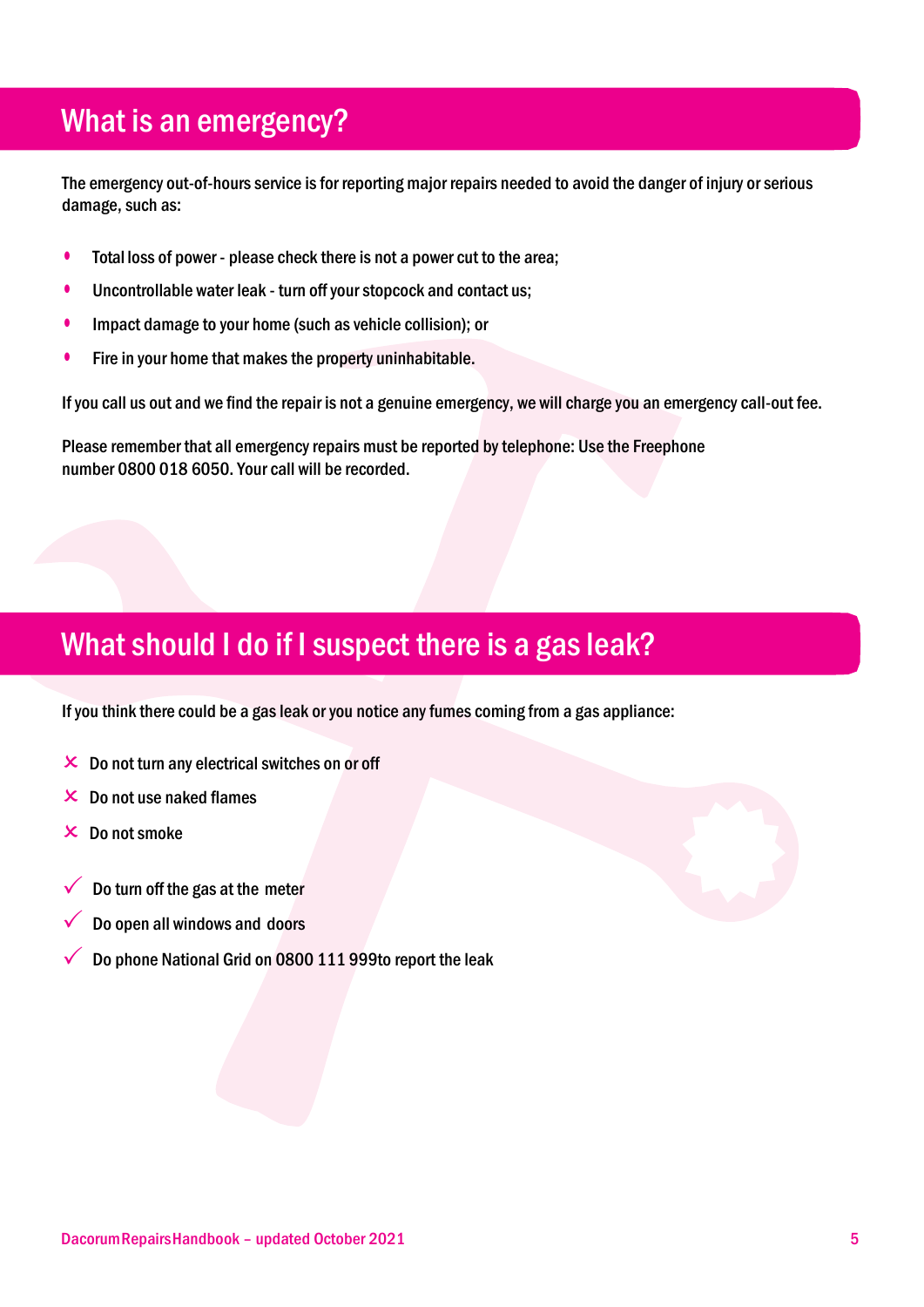## What is an emergency?

The emergency out-of-hours service is for reporting major repairs needed to avoid the danger of injury or serious damage, such as:

- Total loss of power - please check there is not a power cut to the area;
- Uncontrollable water leak - turn off your stopcock and contact us;
- Impact damage to your home (such as vehicle collision); or
- Fire in your home that makes the property uninhabitable.

If you call us out and we find the repair is not a genuine emergency, we will charge you an emergency call-out fee.

Please remember that all emergency repairs must be reported by telephone: Use the Freephone number 0800 018 6050. Your call will be recorded.

## What should I do if I suspect there is a gas leak?

If you think there could be a gas leak or you notice any fumes coming from a gas appliance:

- ✗ Do not turn any electrical switches on or off
- ✗ Do not use naked flames
- ✗ Do not smoke

- ✓ Do turn off the gas at the meter
- ✓ Do open all windows and doors
- ✓ Do phone National Grid on 0800 111 999to report the leak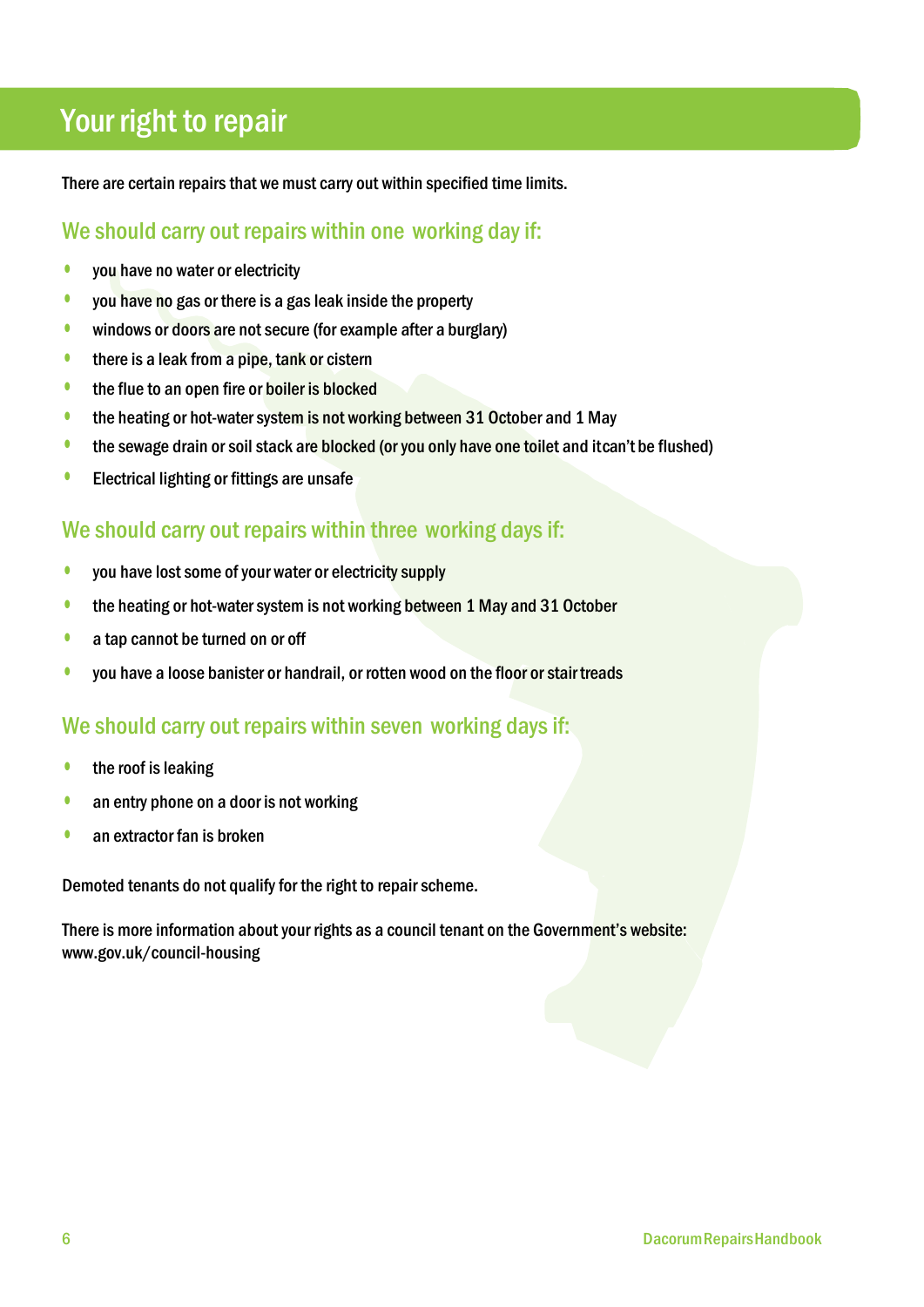# Your right to repair

There are certain repairs that we must carry out within specified time limits.

## We should carry out repairs within one working day if:

- you have no water or electricity
- you have no gas or there is a gas leak inside the property
- windows or doors are not secure (for example after a burglary)
- there is a leak from a pipe, tank or cistern
- the flue to an open fire or boiler is blocked
- the heating or hot-water system is not working between 31 October and 1 May
- the sewage drain or soil stack are blocked (or you only have one toilet and it can't be flushed)
- Electrical lighting or fittings are unsafe

## We should carry out repairs within three working days if:

- you have lost some of your water or electricity supply
- the heating or hot-water system is not working between 1 May and 31 October
- a tap cannot be turned on or off
- you have a loose banister or handrail, or rotten wood on the floor or stair treads

## We should carry out repairs within seven working days if:

- the roof is leaking
- an entry phone on a door is not working
- an extractor fan is broken

Demoted tenants do not qualify for the right to repair scheme.

There is more information about your rights as a council tenant on the Government's website: www.gov.uk/council-housing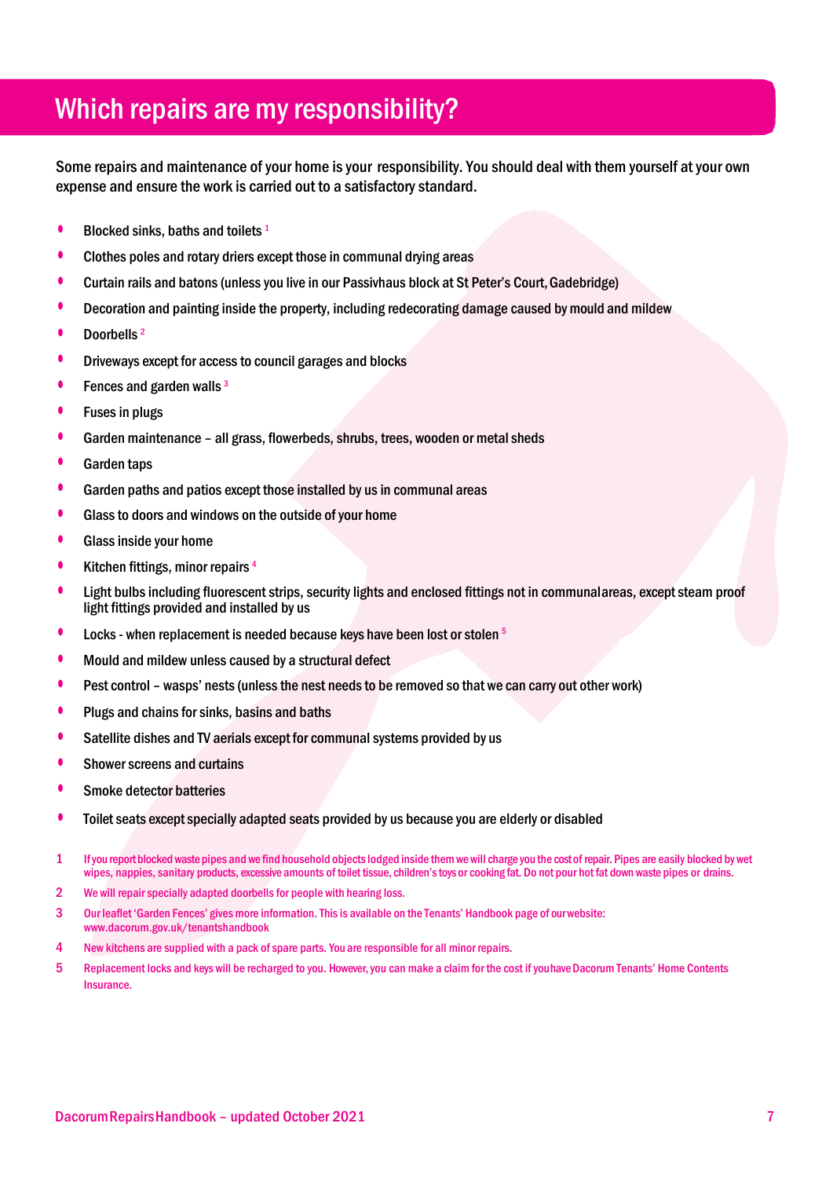# Which repairs are my responsibility?

Some repairs and maintenance of your home is your responsibility. You should deal with them yourself at your own expense and ensure the work is carried out to a satisfactory standard.

- Blocked sinks, baths and toilets [1]
- Clothes poles and rotary driers except those in communal drying areas
- Curtain rails and batons (unless you live in our Passivhaus block at St Peter's Court, Gadebridge)
- Decoration and painting inside the property, including redecorating damage caused by mould and mildew
- Doorbells [2]
- Driveways except for access to council garages and blocks
- Fences and garden walls [3]
- Fuses in plugs
- Garden maintenance – all grass, flowerbeds, shrubs, trees, wooden or metal sheds
- Garden taps
- Garden paths and patios except those installed by us in communal areas
- Glass to doors and windows on the outside of your home
- Glass inside your home
- Kitchen fittings, minor repairs [4]
- Light bulbs including fluorescent strips, security lights and enclosed fittings not in communal areas, except steam proof light fittings provided and installed by us
- Locks - when replacement is needed because keys have been lost or stolen [5]
- Mould and mildew unless caused by a structural defect
- Pest control – wasps' nests (unless the nest needs to be removed so that we can carry out other work)
- Plugs and chains for sinks, basins and baths
- Satellite dishes and TV aerials except for communal systems provided by us
- Shower screens and curtains
- Smoke detector batteries
- Toilet seats except specially adapted seats provided by us because you are elderly or disabled

1. If you report blocked waste pipes and we find household objects lodged inside them we will charge you the cost of repair. Pipes are easily blocked by wet wipes, nappies, sanitary products, excessive amounts of toilet tissue, children's toys or cooking fat. Do not pour hot fat down waste pipes or drains.
2. We will repair specially adapted doorbells for people with hearing loss.
3. Our leaflet 'Garden Fences' gives more information. This is available on the Tenants' Handbook page of our website: www.dacorum.gov.uk/tenantshandbook
4. New kitchens are supplied with a pack of spare parts. You are responsible for all minor repairs.
5. Replacement locks and keys will be recharged to you. However, you can make a claim for the cost if you have Dacorum Tenants' Home Contents Insurance.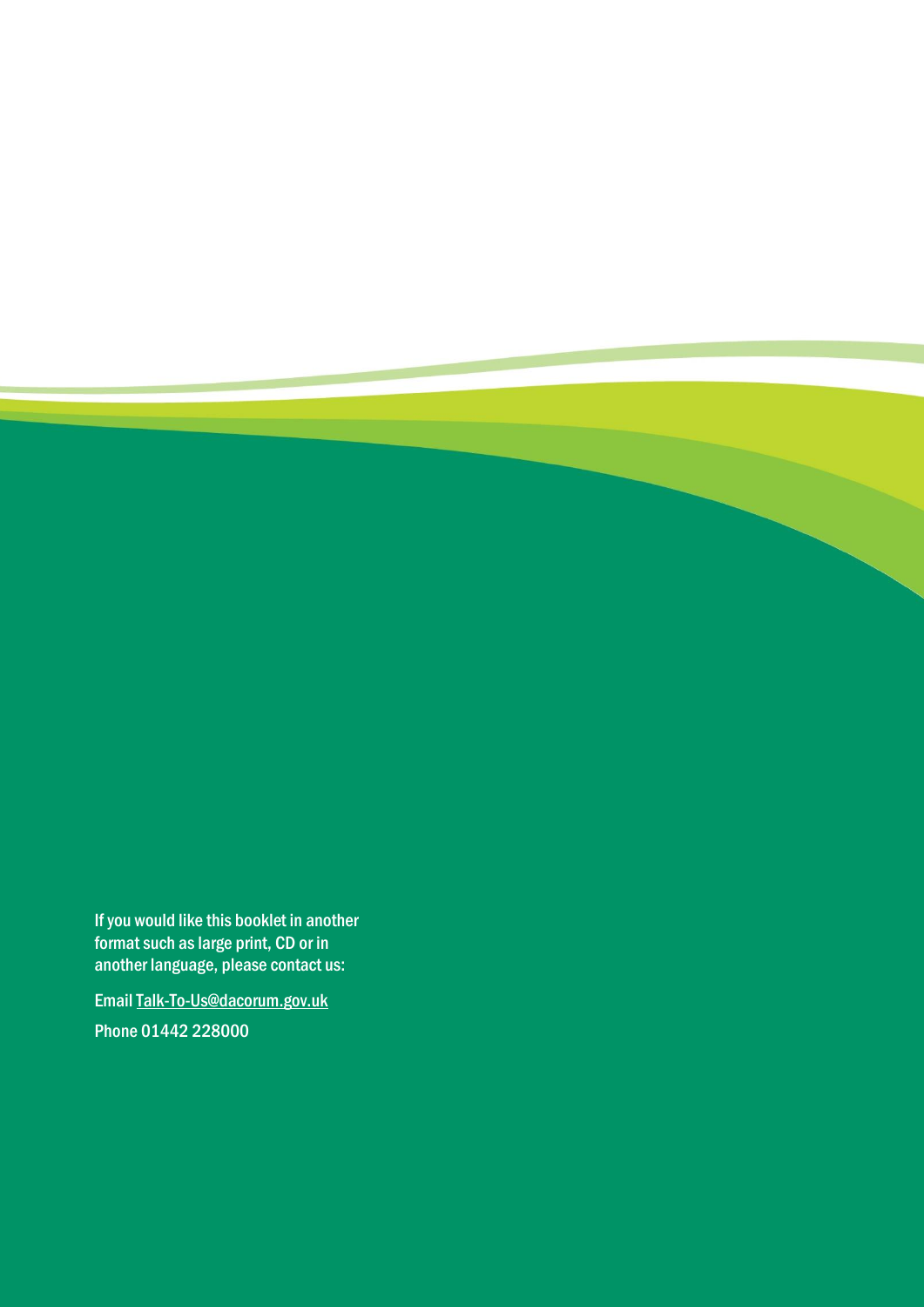If you would like this booklet in another format such as large print, CD or in another language, please contact us:

Email Talk-To-Us@dacorum.gov.uk

Phone 01442 228000